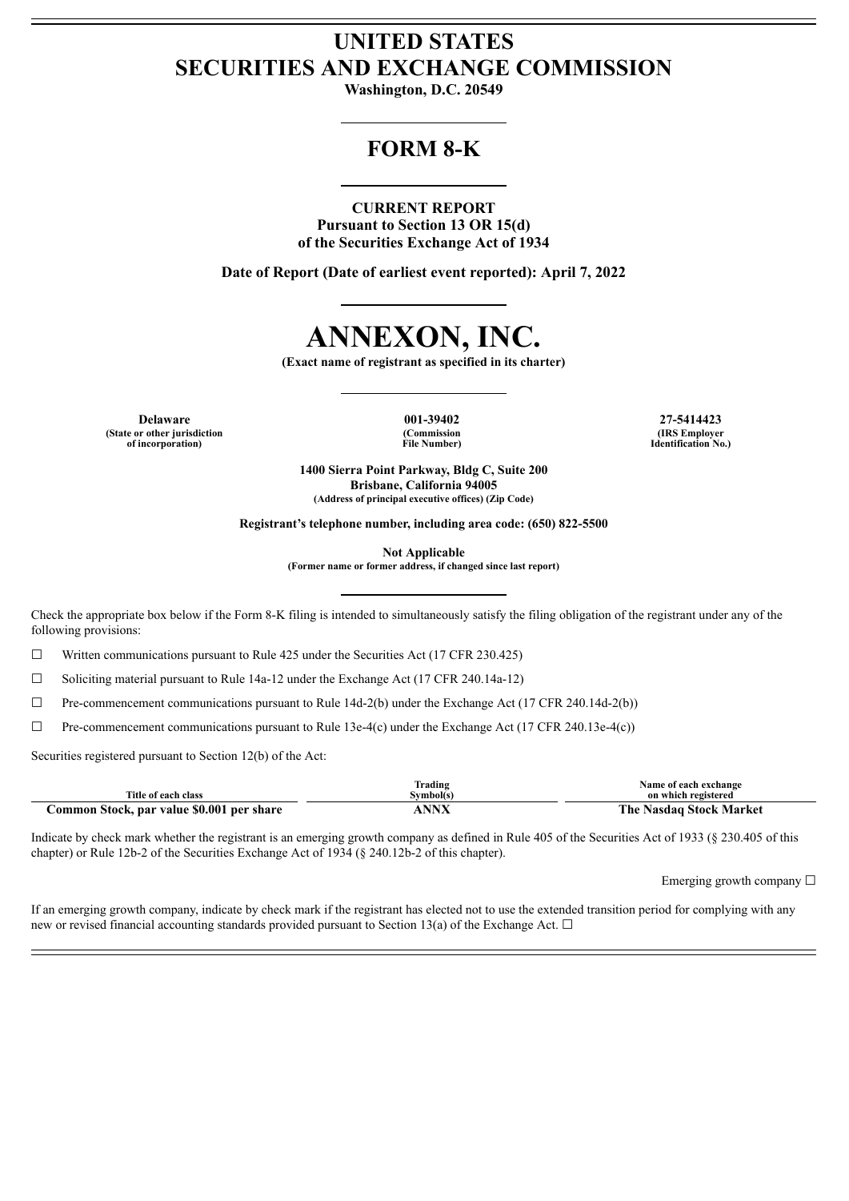# UNITED STATES
# SECURITIES AND EXCHANGE COMMISSION

**Washington, D.C. 20549**

---

## FORM 8-K

---

**CURRENT REPORT**
**Pursuant to Section 13 OR 15(d)**
**of the Securities Exchange Act of 1934**

**Date of Report (Date of earliest event reported): April 7, 2022**

---

# ANNEXON, INC.

**(Exact name of registrant as specified in its charter)**

---

| Delaware | 001-39402 | 27-5414423 |
|---|---|---|
| (State or other jurisdiction of incorporation) | (Commission File Number) | (IRS Employer Identification No.) |

**1400 Sierra Point Parkway, Bldg C, Suite 200**
**Brisbane, California 94005**
**(Address of principal executive offices) (Zip Code)**

**Registrant's telephone number, including area code: (650) 822-5500**

**Not Applicable**
**(Former name or former address, if changed since last report)**

---

Check the appropriate box below if the Form 8-K filing is intended to simultaneously satisfy the filing obligation of the registrant under any of the following provisions:

☐ Written communications pursuant to Rule 425 under the Securities Act (17 CFR 230.425)

☐ Soliciting material pursuant to Rule 14a-12 under the Exchange Act (17 CFR 240.14a-12)

☐ Pre-commencement communications pursuant to Rule 14d-2(b) under the Exchange Act (17 CFR 240.14d-2(b))

☐ Pre-commencement communications pursuant to Rule 13e-4(c) under the Exchange Act (17 CFR 240.13e-4(c))

Securities registered pursuant to Section 12(b) of the Act:

| Title of each class | Trading Symbol(s) | Name of each exchange on which registered |
|---|---|---|
| **Common Stock, par value $0.001 per share** | **ANNX** | **The Nasdaq Stock Market** |

Indicate by check mark whether the registrant is an emerging growth company as defined in Rule 405 of the Securities Act of 1933 (§ 230.405 of this chapter) or Rule 12b-2 of the Securities Exchange Act of 1934 (§ 240.12b-2 of this chapter).

Emerging growth company ☐

If an emerging growth company, indicate by check mark if the registrant has elected not to use the extended transition period for complying with any new or revised financial accounting standards provided pursuant to Section 13(a) of the Exchange Act. ☐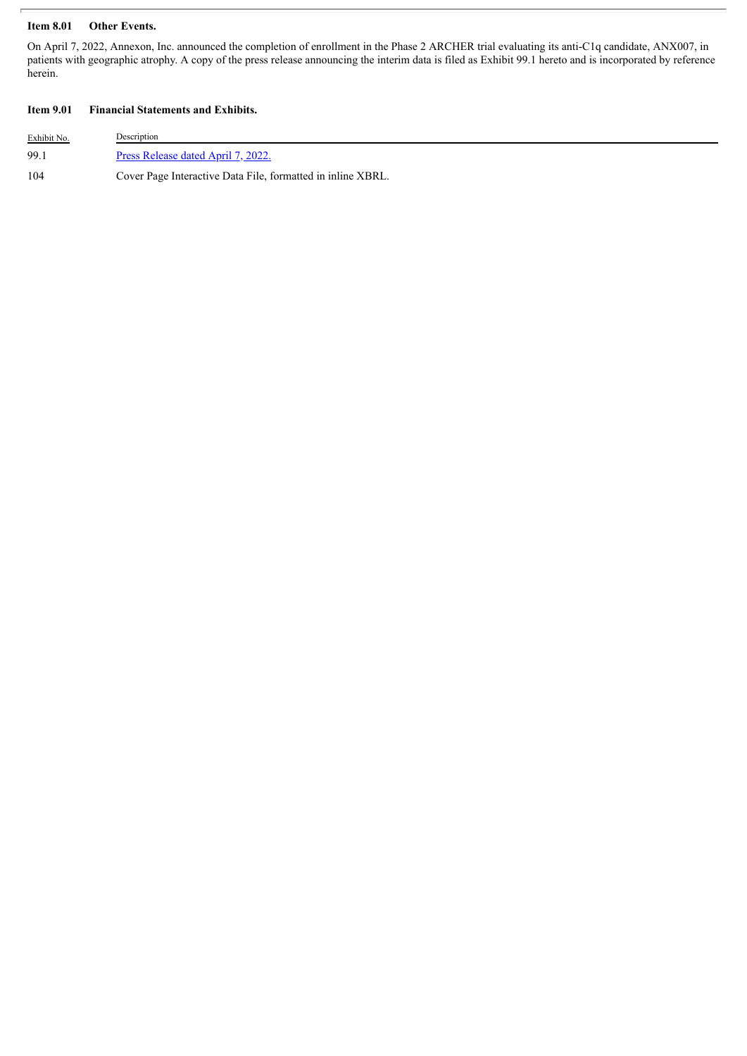**Item 8.01 Other Events.**

On April 7, 2022, Annexon, Inc. announced the completion of enrollment in the Phase 2 ARCHER trial evaluating its anti-C1q candidate, ANX007, in patients with geographic atrophy. A copy of the press release announcing the interim data is filed as Exhibit 99.1 hereto and is incorporated by reference herein.

**Item 9.01 Financial Statements and Exhibits.**

| Exhibit No. | Description |
| --- | --- |
| 99.1 | Press Release dated April 7, 2022. |
| 104 | Cover Page Interactive Data File, formatted in inline XBRL. |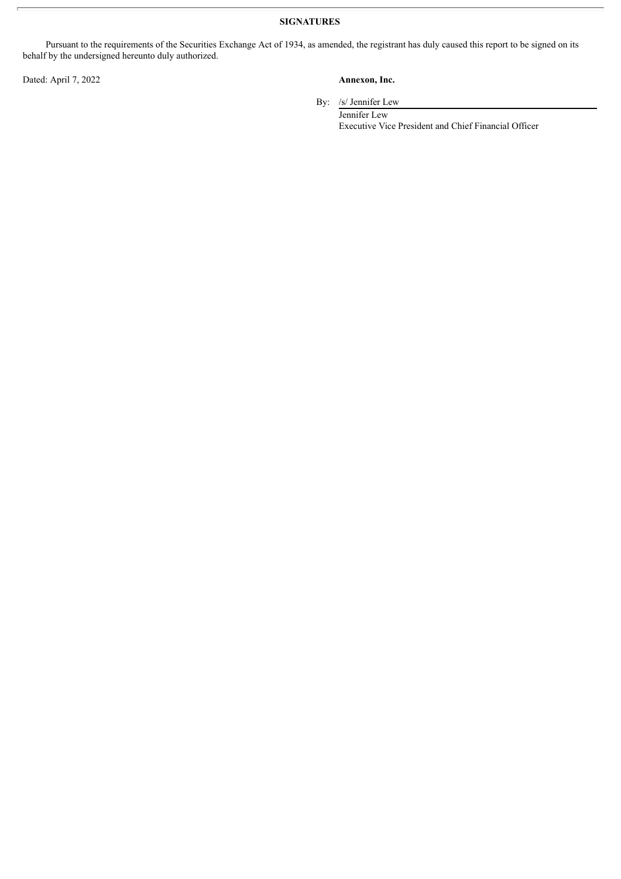**SIGNATURES**

Pursuant to the requirements of the Securities Exchange Act of 1934, as amended, the registrant has duly caused this report to be signed on its behalf by the undersigned hereunto duly authorized.

Dated: April 7, 2022

**Annexon, Inc.**

By: /s/ Jennifer Lew

Jennifer Lew
Executive Vice President and Chief Financial Officer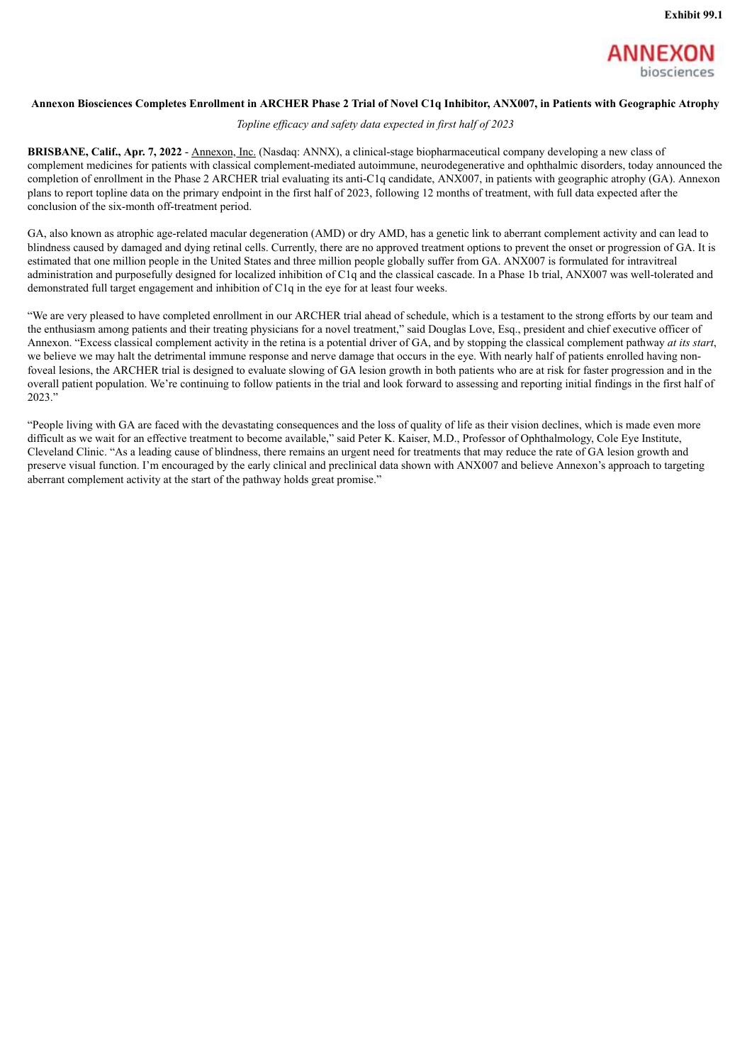Exhibit 99.1

ANNEXON biosciences

**Annexon Biosciences Completes Enrollment in ARCHER Phase 2 Trial of Novel C1q Inhibitor, ANX007, in Patients with Geographic Atrophy**

*Topline efficacy and safety data expected in first half of 2023*

**BRISBANE, Calif., Apr. 7, 2022** - Annexon, Inc. (Nasdaq: ANNX), a clinical-stage biopharmaceutical company developing a new class of complement medicines for patients with classical complement-mediated autoimmune, neurodegenerative and ophthalmic disorders, today announced the completion of enrollment in the Phase 2 ARCHER trial evaluating its anti-C1q candidate, ANX007, in patients with geographic atrophy (GA). Annexon plans to report topline data on the primary endpoint in the first half of 2023, following 12 months of treatment, with full data expected after the conclusion of the six-month off-treatment period.

GA, also known as atrophic age-related macular degeneration (AMD) or dry AMD, has a genetic link to aberrant complement activity and can lead to blindness caused by damaged and dying retinal cells. Currently, there are no approved treatment options to prevent the onset or progression of GA. It is estimated that one million people in the United States and three million people globally suffer from GA. ANX007 is formulated for intravitreal administration and purposefully designed for localized inhibition of C1q and the classical cascade. In a Phase 1b trial, ANX007 was well-tolerated and demonstrated full target engagement and inhibition of C1q in the eye for at least four weeks.

"We are very pleased to have completed enrollment in our ARCHER trial ahead of schedule, which is a testament to the strong efforts by our team and the enthusiasm among patients and their treating physicians for a novel treatment," said Douglas Love, Esq., president and chief executive officer of Annexon. "Excess classical complement activity in the retina is a potential driver of GA, and by stopping the classical complement pathway *at its start*, we believe we may halt the detrimental immune response and nerve damage that occurs in the eye. With nearly half of patients enrolled having non-foveal lesions, the ARCHER trial is designed to evaluate slowing of GA lesion growth in both patients who are at risk for faster progression and in the overall patient population. We're continuing to follow patients in the trial and look forward to assessing and reporting initial findings in the first half of 2023."

"People living with GA are faced with the devastating consequences and the loss of quality of life as their vision declines, which is made even more difficult as we wait for an effective treatment to become available," said Peter K. Kaiser, M.D., Professor of Ophthalmology, Cole Eye Institute, Cleveland Clinic. "As a leading cause of blindness, there remains an urgent need for treatments that may reduce the rate of GA lesion growth and preserve visual function. I'm encouraged by the early clinical and preclinical data shown with ANX007 and believe Annexon's approach to targeting aberrant complement activity at the start of the pathway holds great promise."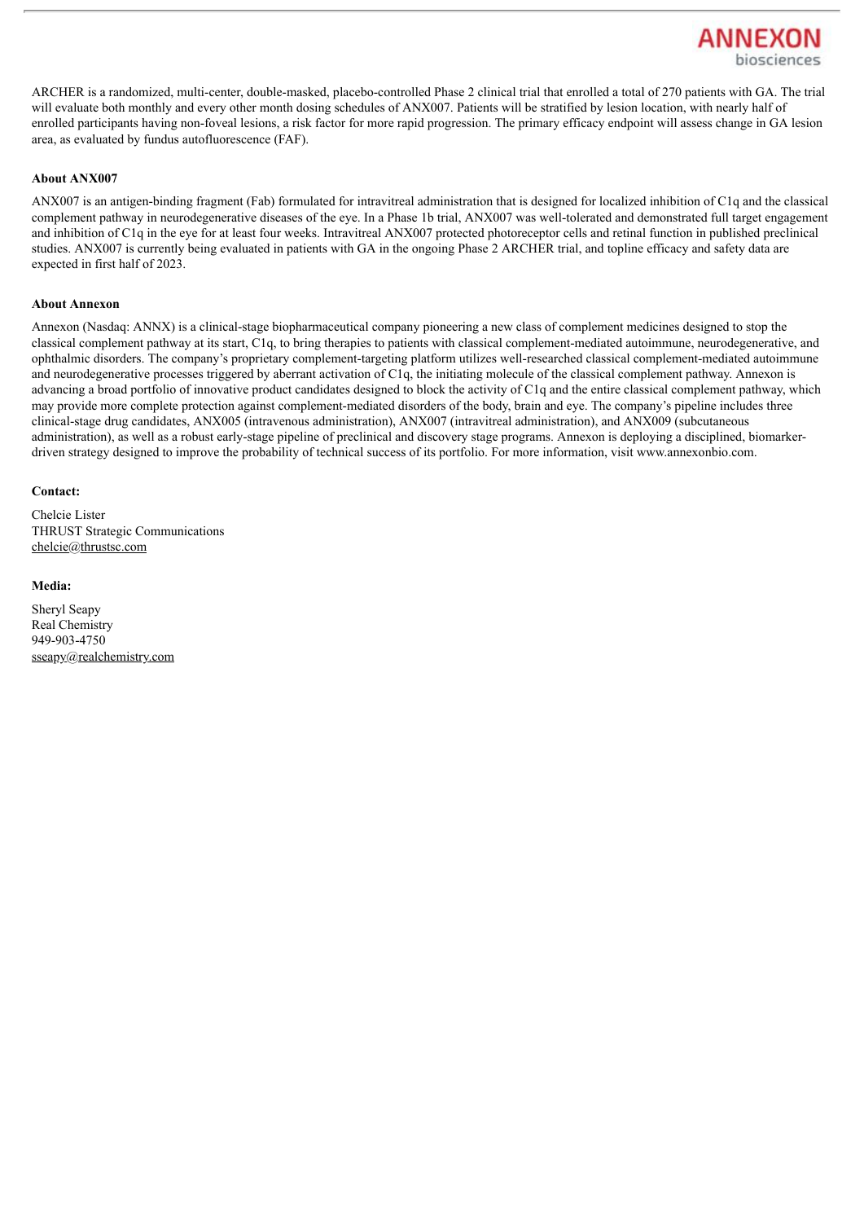ARCHER is a randomized, multi-center, double-masked, placebo-controlled Phase 2 clinical trial that enrolled a total of 270 patients with GA. The trial will evaluate both monthly and every other month dosing schedules of ANX007. Patients will be stratified by lesion location, with nearly half of enrolled participants having non-foveal lesions, a risk factor for more rapid progression. The primary efficacy endpoint will assess change in GA lesion area, as evaluated by fundus autofluorescence (FAF).

**About ANX007**

ANX007 is an antigen-binding fragment (Fab) formulated for intravitreal administration that is designed for localized inhibition of C1q and the classical complement pathway in neurodegenerative diseases of the eye. In a Phase 1b trial, ANX007 was well-tolerated and demonstrated full target engagement and inhibition of C1q in the eye for at least four weeks. Intravitreal ANX007 protected photoreceptor cells and retinal function in published preclinical studies. ANX007 is currently being evaluated in patients with GA in the ongoing Phase 2 ARCHER trial, and topline efficacy and safety data are expected in first half of 2023.

**About Annexon**

Annexon (Nasdaq: ANNX) is a clinical-stage biopharmaceutical company pioneering a new class of complement medicines designed to stop the classical complement pathway at its start, C1q, to bring therapies to patients with classical complement-mediated autoimmune, neurodegenerative, and ophthalmic disorders. The company's proprietary complement-targeting platform utilizes well-researched classical complement-mediated autoimmune and neurodegenerative processes triggered by aberrant activation of C1q, the initiating molecule of the classical complement pathway. Annexon is advancing a broad portfolio of innovative product candidates designed to block the activity of C1q and the entire classical complement pathway, which may provide more complete protection against complement-mediated disorders of the body, brain and eye. The company's pipeline includes three clinical-stage drug candidates, ANX005 (intravenous administration), ANX007 (intravitreal administration), and ANX009 (subcutaneous administration), as well as a robust early-stage pipeline of preclinical and discovery stage programs. Annexon is deploying a disciplined, biomarker-driven strategy designed to improve the probability of technical success of its portfolio. For more information, visit www.annexonbio.com.

**Contact:**

Chelcie Lister
THRUST Strategic Communications
chelcie@thrustsc.com

**Media:**

Sheryl Seapy
Real Chemistry
949-903-4750
sseapy@realchemistry.com